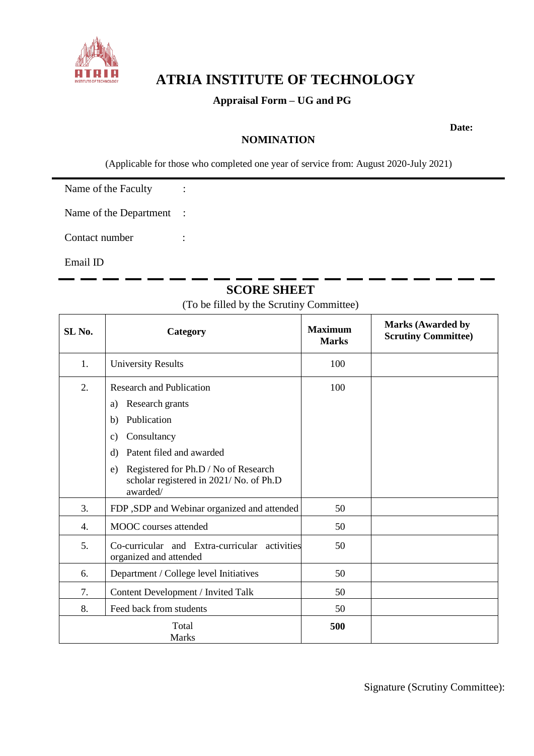# ATRIA INSTITUTE OF TECHNOLOGY

**Appraisal Form – UG and PG**

**Date:**

**NOMINATION**

(Applicable for those who completed one year of service from: August 2020-July 2021)

---

Name of the Faculty :

Name of the Department :

Contact number :

Email ID

---

## SCORE SHEET

(To be filled by the Scrutiny Committee)

| SL No. | Category | Maximum Marks | Marks (Awarded by Scrutiny Committee) |
|---|---|---|---|
| 1. | University Results | 100 | |
| 2. | Research and Publication<br>a) Research grants<br>b) Publication<br>c) Consultancy<br>d) Patent filed and awarded<br>e) Registered for Ph.D / No of Research scholar registered in 2021/ No. of Ph.D awarded/ | 100 | |
| 3. | FDP ,SDP and Webinar organized and attended | 50 | |
| 4. | MOOC courses attended | 50 | |
| 5. | Co-curricular and Extra-curricular activities organized and attended | 50 | |
| 6. | Department / College level Initiatives | 50 | |
| 7. | Content Development / Invited Talk | 50 | |
| 8. | Feed back from students | 50 | |
| | Total Marks | **500** | |

Signature (Scrutiny Committee):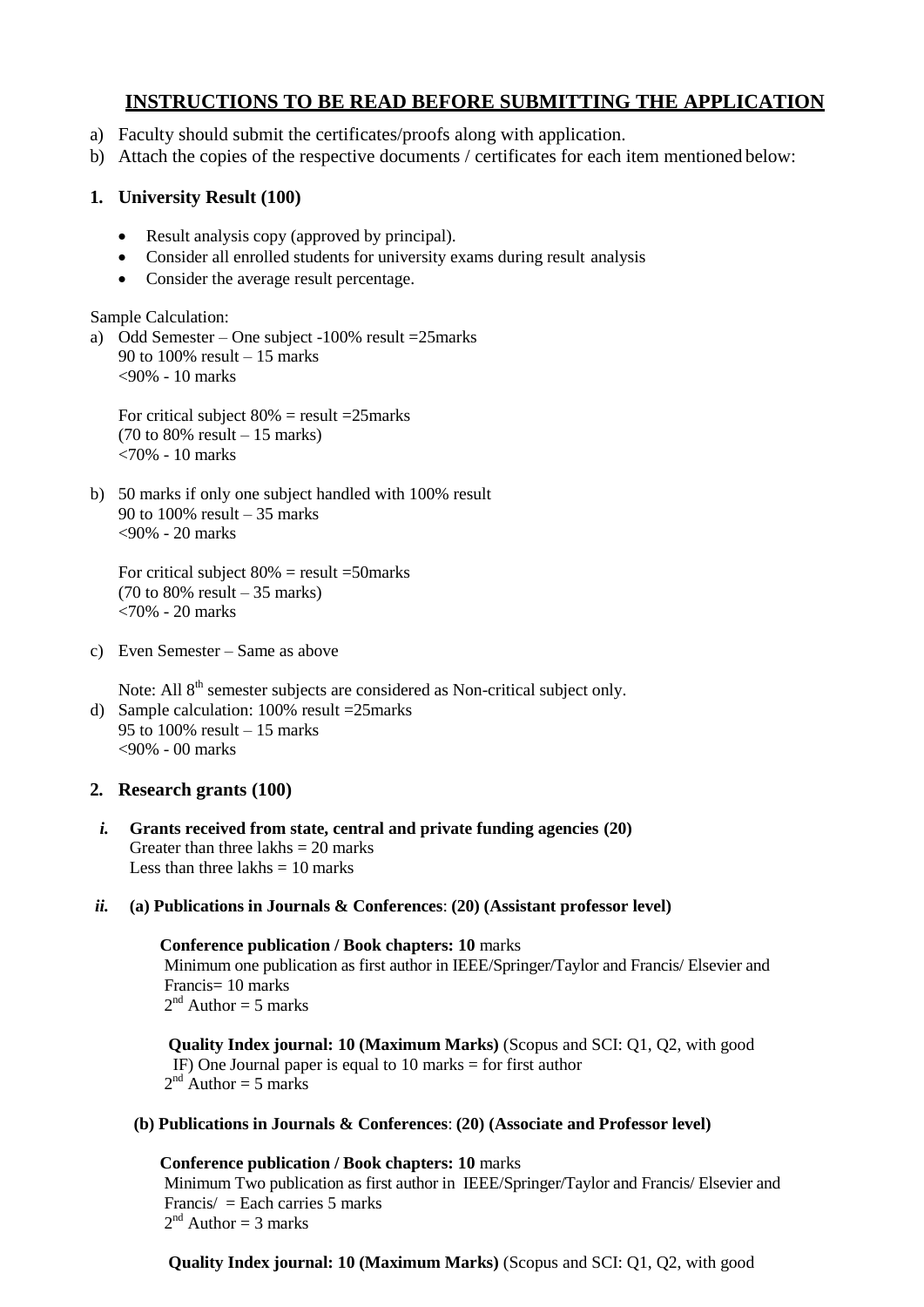## INSTRUCTIONS TO BE READ BEFORE SUBMITTING THE APPLICATION

a) Faculty should submit the certificates/proofs along with application.
b) Attach the copies of the respective documents / certificates for each item mentioned below:

### 1. University Result (100)

- Result analysis copy (approved by principal).
- Consider all enrolled students for university exams during result analysis
- Consider the average result percentage.

Sample Calculation:

a) Odd Semester – One subject -100% result =25marks
   90 to 100% result – 15 marks
   <90% - 10 marks

   For critical subject 80% = result =25marks
   (70 to 80% result – 15 marks)
   <70% - 10 marks

b) 50 marks if only one subject handled with 100% result
   90 to 100% result – 35 marks
   <90% - 20 marks

   For critical subject 80% = result =50marks
   (70 to 80% result – 35 marks)
   <70% - 20 marks

c) Even Semester – Same as above

   Note: All 8th semester subjects are considered as Non-critical subject only.

d) Sample calculation: 100% result =25marks
   95 to 100% result – 15 marks
   <90% - 00 marks

### 2. Research grants (100)

***i.*** **Grants received from state, central and private funding agencies (20)**
Greater than three lakhs = 20 marks
Less than three lakhs = 10 marks

***ii.*** **(a) Publications in Journals & Conferences**: **(20) (Assistant professor level)**

**Conference publication / Book chapters: 10** marks
Minimum one publication as first author in IEEE/Springer/Taylor and Francis/ Elsevier and Francis= 10 marks
2nd Author = 5 marks

**Quality Index journal: 10 (Maximum Marks)** (Scopus and SCI: Q1, Q2, with good IF) One Journal paper is equal to 10 marks = for first author
2nd Author = 5 marks

**(b) Publications in Journals & Conferences**: **(20) (Associate and Professor level)**

**Conference publication / Book chapters: 10** marks
Minimum Two publication as first author in IEEE/Springer/Taylor and Francis/ Elsevier and Francis/ = Each carries 5 marks
2nd Author = 3 marks

**Quality Index journal: 10 (Maximum Marks)** (Scopus and SCI: Q1, Q2, with good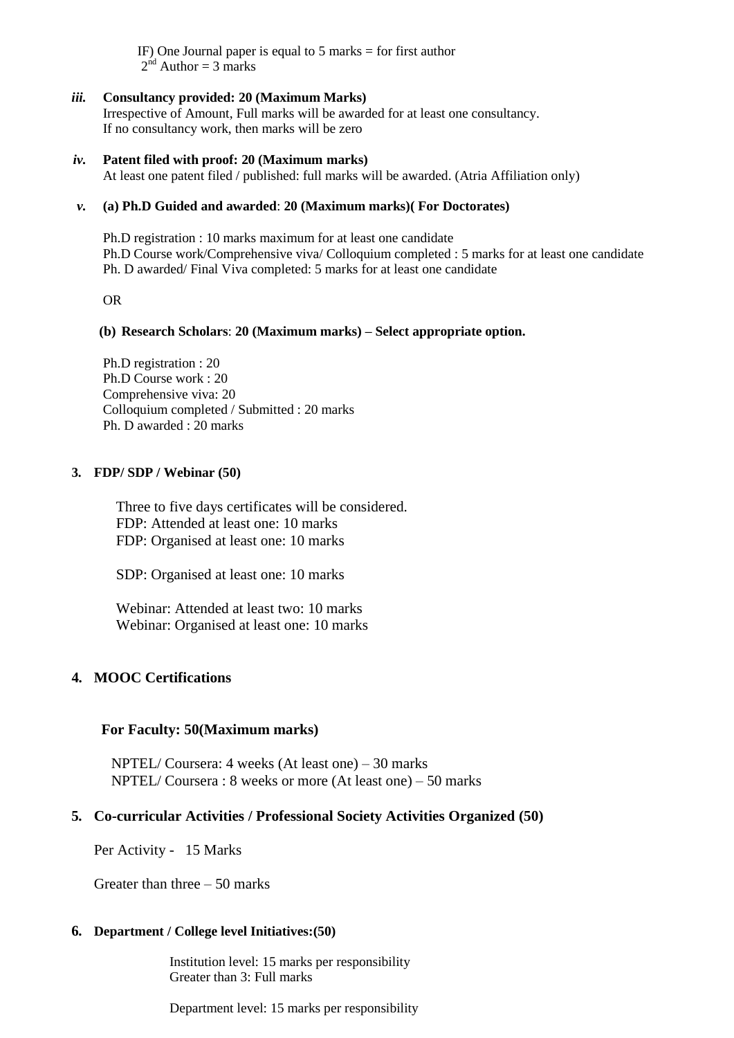IF) One Journal paper is equal to 5 marks = for first author
2nd Author = 3 marks

***iii.*** **Consultancy provided: 20 (Maximum Marks)**
Irrespective of Amount, Full marks will be awarded for at least one consultancy.
If no consultancy work, then marks will be zero

***iv.*** **Patent filed with proof: 20 (Maximum marks)**
At least one patent filed / published: full marks will be awarded. (Atria Affiliation only)

***v.*** **(a) Ph.D Guided and awarded**: **20 (Maximum marks)( For Doctorates)**

Ph.D registration : 10 marks maximum for at least one candidate
Ph.D Course work/Comprehensive viva/ Colloquium completed : 5 marks for at least one candidate
Ph. D awarded/ Final Viva completed: 5 marks for at least one candidate

OR

**(b) Research Scholars**: **20 (Maximum marks) – Select appropriate option.**

Ph.D registration : 20
Ph.D Course work : 20
Comprehensive viva: 20
Colloquium completed / Submitted : 20 marks
Ph. D awarded : 20 marks

**3. FDP/ SDP / Webinar (50)**

Three to five days certificates will be considered.
FDP: Attended at least one: 10 marks
FDP: Organised at least one: 10 marks

SDP: Organised at least one: 10 marks

Webinar: Attended at least two: 10 marks
Webinar: Organised at least one: 10 marks

**4. MOOC Certifications**

**For Faculty: 50(Maximum marks)**

NPTEL/ Coursera: 4 weeks (At least one) – 30 marks
NPTEL/ Coursera : 8 weeks or more (At least one) – 50 marks

**5. Co-curricular Activities / Professional Society Activities Organized (50)**

Per Activity - 15 Marks

Greater than three – 50 marks

**6. Department / College level Initiatives:(50)**

Institution level: 15 marks per responsibility
Greater than 3: Full marks

Department level: 15 marks per responsibility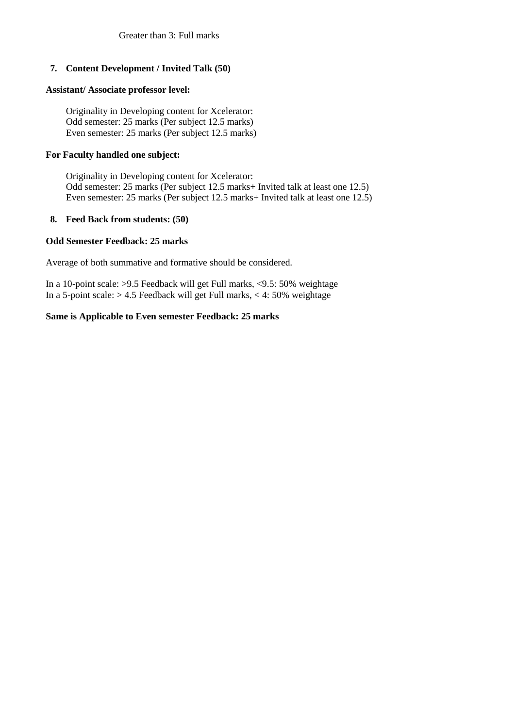Greater than 3: Full marks

7. **Content Development / Invited Talk (50)**

**Assistant/ Associate professor level:**

Originality in Developing content for Xcelerator:
Odd semester: 25 marks (Per subject 12.5 marks)
Even semester: 25 marks (Per subject 12.5 marks)

**For Faculty handled one subject:**

Originality in Developing content for Xcelerator:
Odd semester: 25 marks (Per subject 12.5 marks+ Invited talk at least one 12.5)
Even semester: 25 marks (Per subject 12.5 marks+ Invited talk at least one 12.5)

8. **Feed Back from students: (50)**

**Odd Semester Feedback: 25 marks**

Average of both summative and formative should be considered.

In a 10-point scale: >9.5 Feedback will get Full marks, <9.5: 50% weightage
In a 5-point scale: > 4.5 Feedback will get Full marks, < 4: 50% weightage

**Same is Applicable to Even semester Feedback: 25 marks**